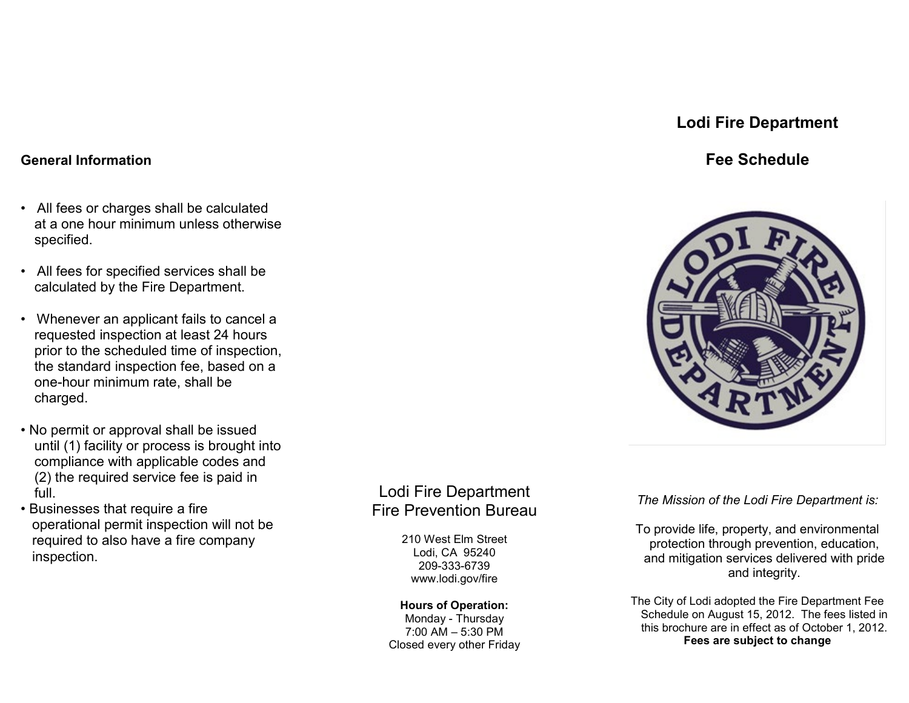## General Information

- All fees or charges shall be calculated at a one hour minimum unless otherwise specified.
- All fees for specified services shall be calculated by the Fire Department.
- Whenever an applicant fails to cancel a requested inspection at least 24 hours prior to the scheduled time of inspection, the standard inspection fee, based on a one-hour minimum rate, shall be charged.
- No permit or approval shall be issued until (1) facility or process is brought into compliance with applicable codes and (2) the required service fee is paid in full.
- Businesses that require a fire operational permit inspection will not be required to also have a fire company inspection.

## Lodi Fire Department
## Fire Prevention Bureau

210 West Elm Street
Lodi, CA 95240
209-333-6739
www.lodi.gov/fire

**Hours of Operation:**
Monday - Thursday
7:00 AM – 5:30 PM
Closed every other Friday

# Lodi Fire Department

# Fee Schedule

*The Mission of the Lodi Fire Department is:*

To provide life, property, and environmental protection through prevention, education, and mitigation services delivered with pride and integrity.

The City of Lodi adopted the Fire Department Fee Schedule on August 15, 2012. The fees listed in this brochure are in effect as of October 1, 2012.
**Fees are subject to change**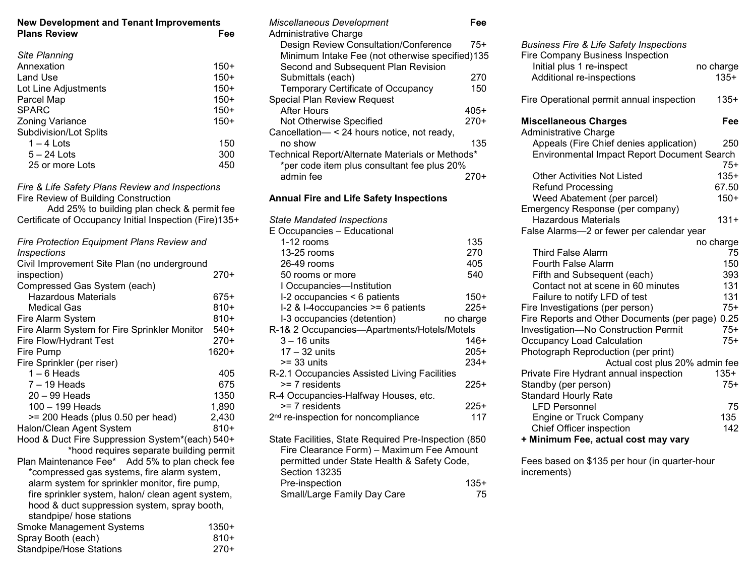## New Development and Tenant Improvements Plans Review

| | Fee |
|---|---|
| *Site Planning* | |
| Annexation | 150+ |
| Land Use | 150+ |
| Lot Line Adjustments | 150+ |
| Parcel Map | 150+ |
| SPARC | 150+ |
| Zoning Variance | 150+ |
| Subdivision/Lot Splits | |
| 1 – 4 Lots | 150 |
| 5 – 24 Lots | 300 |
| 25 or more Lots | 450 |
| *Fire & Life Safety Plans Review and Inspections* | |
| Fire Review of Building Construction | Add 25% to building plan check & permit fee |
| Certificate of Occupancy Initial Inspection (Fire) | 135+ |
| *Fire Protection Equipment Plans Review and Inspections* | |
| Civil Improvement Site Plan (no underground inspection) | 270+ |
| Compressed Gas System (each) | |
| Hazardous Materials | 675+ |
| Medical Gas | 810+ |
| Fire Alarm System | 810+ |
| Fire Alarm System for Fire Sprinkler Monitor | 540+ |
| Fire Flow/Hydrant Test | 270+ |
| Fire Pump | 1620+ |
| Fire Sprinkler (per riser) | |
| 1 – 6 Heads | 405 |
| 7 – 19 Heads | 675 |
| 20 – 99 Heads | 1350 |
| 100 – 199 Heads | 1,890 |
| >= 200 Heads (plus 0.50 per head) | 2,430 |
| Halon/Clean Agent System | 810+ |
| Hood & Duct Fire Suppression System*(each) | 540+ |
| *hood requires separate building permit | |
| Plan Maintenance Fee* | Add 5% to plan check fee |
| *compressed gas systems, fire alarm system, alarm system for sprinkler monitor, fire pump, fire sprinkler system, halon/ clean agent system, hood & duct suppression system, spray booth, standpipe/ hose stations | |
| Smoke Management Systems | 1350+ |
| Spray Booth (each) | 810+ |
| Standpipe/Hose Stations | 270+ |

| *Miscellaneous Development* | Fee |
|---|---|
| Administrative Charge | |
| Design Review Consultation/Conference | 75+ |
| Minimum Intake Fee (not otherwise specified) | 135 |
| Second and Subsequent Plan Revision Submittals (each) | 270 |
| Temporary Certificate of Occupancy | 150 |
| Special Plan Review Request | |
| After Hours | 405+ |
| Not Otherwise Specified | 270+ |
| Cancellation— < 24 hours notice, not ready, no show | 135 |
| Technical Report/Alternate Materials or Methods* *per code item plus consultant fee plus 20% admin fee | 270+ |

## Annual Fire and Life Safety Inspections

| | |
|---|---|
| *State Mandated Inspections* | |
| E Occupancies – Educational | |
| 1-12 rooms | 135 |
| 13-25 rooms | 270 |
| 26-49 rooms | 405 |
| 50 rooms or more | 540 |
| I Occupancies—Institution | |
| I-2 occupancies < 6 patients | 150+ |
| I-2 & I-4occupancies >= 6 patients | 225+ |
| I-3 occupancies (detention) | no charge |
| R-1& 2 Occupancies—Apartments/Hotels/Motels | |
| 3 – 16 units | 146+ |
| 17 – 32 units | 205+ |
| >= 33 units | 234+ |
| R-2.1 Occupancies Assisted Living Facilities | |
| >= 7 residents | 225+ |
| R-4 Occupancies-Halfway Houses, etc. | |
| >= 7 residents | 225+ |
| 2nd re-inspection for noncompliance | 117 |
| State Facilities, State Required Pre-Inspection (850 Fire Clearance Form) – Maximum Fee Amount permitted under State Health & Safety Code, Section 13235 | |
| Pre-inspection | 135+ |
| Small/Large Family Day Care | 75 |

| *Business Fire & Life Safety Inspections* | |
|---|---|
| Fire Company Business Inspection | |
| Initial plus 1 re-inspect | no charge |
| Additional re-inspections | 135+ |
| Fire Operational permit annual inspection | 135+ |

## Miscellaneous Charges

| | Fee |
|---|---|
| Administrative Charge | |
| Appeals (Fire Chief denies application) | 250 |
| Environmental Impact Report Document Search | 75+ |
| Other Activities Not Listed | 135+ |
| Refund Processing | 67.50 |
| Weed Abatement (per parcel) | 150+ |
| Emergency Response (per company) | |
| Hazardous Materials | 131+ |
| False Alarms—2 or fewer per calendar year | no charge |
| Third False Alarm | 75 |
| Fourth False Alarm | 150 |
| Fifth and Subsequent (each) | 393 |
| Contact not at scene in 60 minutes | 131 |
| Failure to notify LFD of test | 131 |
| Fire Investigations (per person) | 75+ |
| Fire Reports and Other Documents (per page) | 0.25 |
| Investigation—No Construction Permit | 75+ |
| Occupancy Load Calculation | 75+ |
| Photograph Reproduction (per print) | Actual cost plus 20% admin fee |
| Private Fire Hydrant annual inspection | 135+ |
| Standby (per person) | 75+ |
| Standard Hourly Rate | |
| LFD Personnel | 75 |
| Engine or Truck Company | 135 |
| Chief Officer inspection | 142 |

**+ Minimum Fee, actual cost may vary**

Fees based on $135 per hour (in quarter-hour increments)